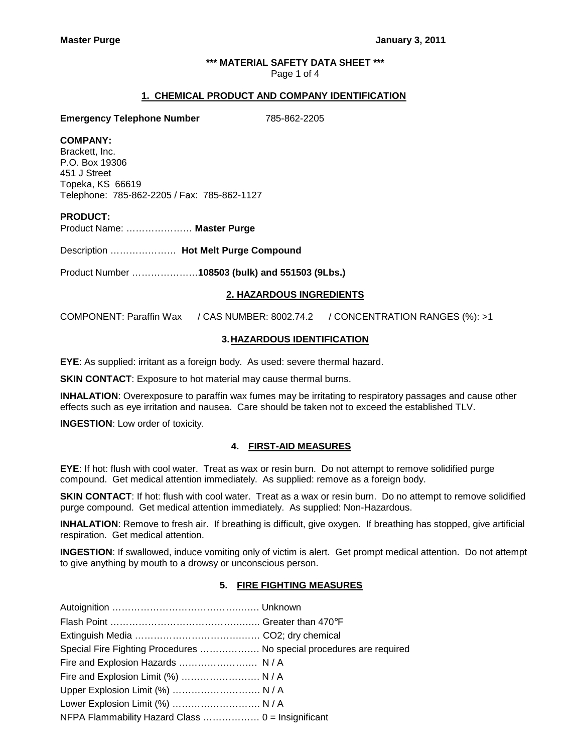**Master Purge** **January 3, 2011**

**\*\*\* MATERIAL SAFETY DATA SHEET \*\*\***

## 1. CHEMICAL PRODUCT AND COMPANY IDENTIFICATION

**Emergency Telephone Number** 785-862-2205

**COMPANY:**
Brackett, Inc.
P.O. Box 19306
451 J Street
Topeka, KS 66619
Telephone: 785-862-2205 / Fax: 785-862-1127

**PRODUCT:**

Product Name: ………………… **Master Purge**

Description ………………… **Hot Melt Purge Compound**

Product Number …………………**108503 (bulk) and 551503 (9Lbs.)**

## 2. HAZARDOUS INGREDIENTS

COMPONENT: Paraffin Wax / CAS NUMBER: 8002.74.2 / CONCENTRATION RANGES (%): >1

## 3. HAZARDOUS IDENTIFICATION

**EYE**: As supplied: irritant as a foreign body. As used: severe thermal hazard.

**SKIN CONTACT**: Exposure to hot material may cause thermal burns.

**INHALATION**: Overexposure to paraffin wax fumes may be irritating to respiratory passages and cause other effects such as eye irritation and nausea. Care should be taken not to exceed the established TLV.

**INGESTION**: Low order of toxicity.

## 4. FIRST-AID MEASURES

**EYE**: If hot: flush with cool water. Treat as wax or resin burn. Do not attempt to remove solidified purge compound. Get medical attention immediately. As supplied: remove as a foreign body.

**SKIN CONTACT**: If hot: flush with cool water. Treat as a wax or resin burn. Do no attempt to remove solidified purge compound. Get medical attention immediately. As supplied: Non-Hazardous.

**INHALATION**: Remove to fresh air. If breathing is difficult, give oxygen. If breathing has stopped, give artificial respiration. Get medical attention.

**INGESTION**: If swallowed, induce vomiting only of victim is alert. Get prompt medical attention. Do not attempt to give anything by mouth to a drowsy or unconscious person.

## 5. FIRE FIGHTING MEASURES

Autoignition ………………………………………… Unknown
Flash Point ………………………………………….. Greater than 470°F
Extinguish Media …………………………………… $CO_2$; dry chemical
Special Fire Fighting Procedures ………………. No special procedures are required
Fire and Explosion Hazards ……………………. N / A
Fire and Explosion Limit (%) ……………………. N / A
Upper Explosion Limit (%) ………………………. N / A
Lower Explosion Limit (%) ………………………. N / A
NFPA Flammability Hazard Class ……………… 0 = Insignificant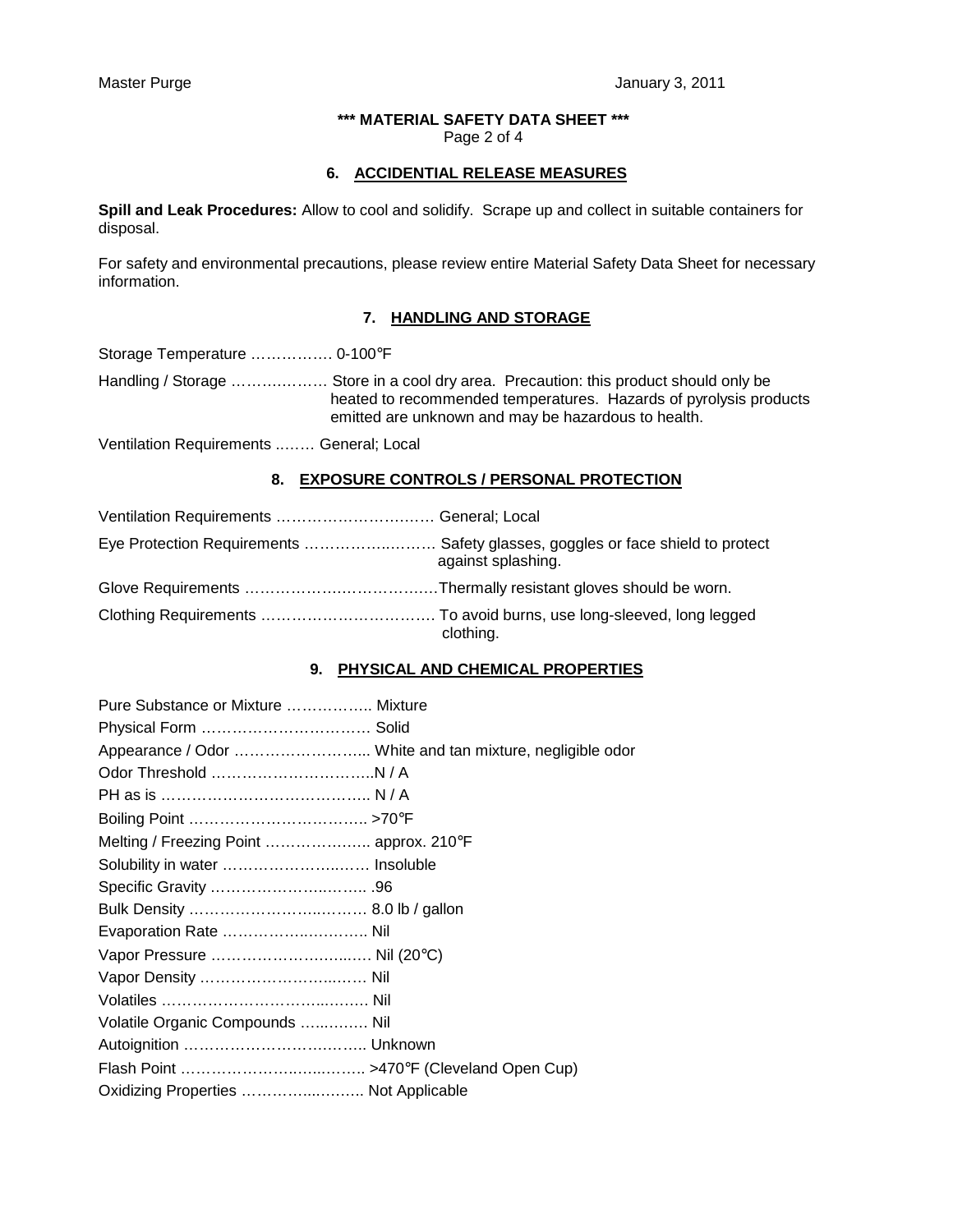## 6. ACCIDENTIAL RELEASE MEASURES

**Spill and Leak Procedures:** Allow to cool and solidify. Scrape up and collect in suitable containers for disposal.

For safety and environmental precautions, please review entire Material Safety Data Sheet for necessary information.

## 7. HANDLING AND STORAGE

Storage Temperature ……………. 0-100°F

Handling / Storage ………………. Store in a cool dry area. Precaution: this product should only be heated to recommended temperatures. Hazards of pyrolysis products emitted are unknown and may be hazardous to health.

Ventilation Requirements ..…… General; Local

## 8. EXPOSURE CONTROLS / PERSONAL PROTECTION

Ventilation Requirements …………………….…… General; Local

Eye Protection Requirements …………….……… Safety glasses, goggles or face shield to protect against splashing.

Glove Requirements ……………….………………Thermally resistant gloves should be worn.

Clothing Requirements …………………………… To avoid burns, use long-sleeved, long legged clothing.

## 9. PHYSICAL AND CHEMICAL PROPERTIES

Pure Substance or Mixture …………….. Mixture

Physical Form ……………………………. Solid

Appearance / Odor ……………………... White and tan mixture, negligible odor

Odor Threshold …………………………..N / A

PH as is ………………………………….. N / A

Boiling Point …………………………….. >70°F

Melting / Freezing Point ……………….. approx. 210°F

Solubility in water ……………………..…. Insoluble

Specific Gravity …………………..…….. .96

Bulk Density …………………….……… 8.0 lb / gallon

Evaporation Rate ………….…….……... Nil

Vapor Pressure …………………….…… Nil (20°C)

Vapor Density ……………………...…… Nil

Volatiles ……………………………..….… Nil

Volatile Organic Compounds …..……. Nil

Autoignition ………………………….….. Unknown

Flash Point …………………….…..……. >470°F (Cleveland Open Cup)

Oxidizing Properties ………….……….. Not Applicable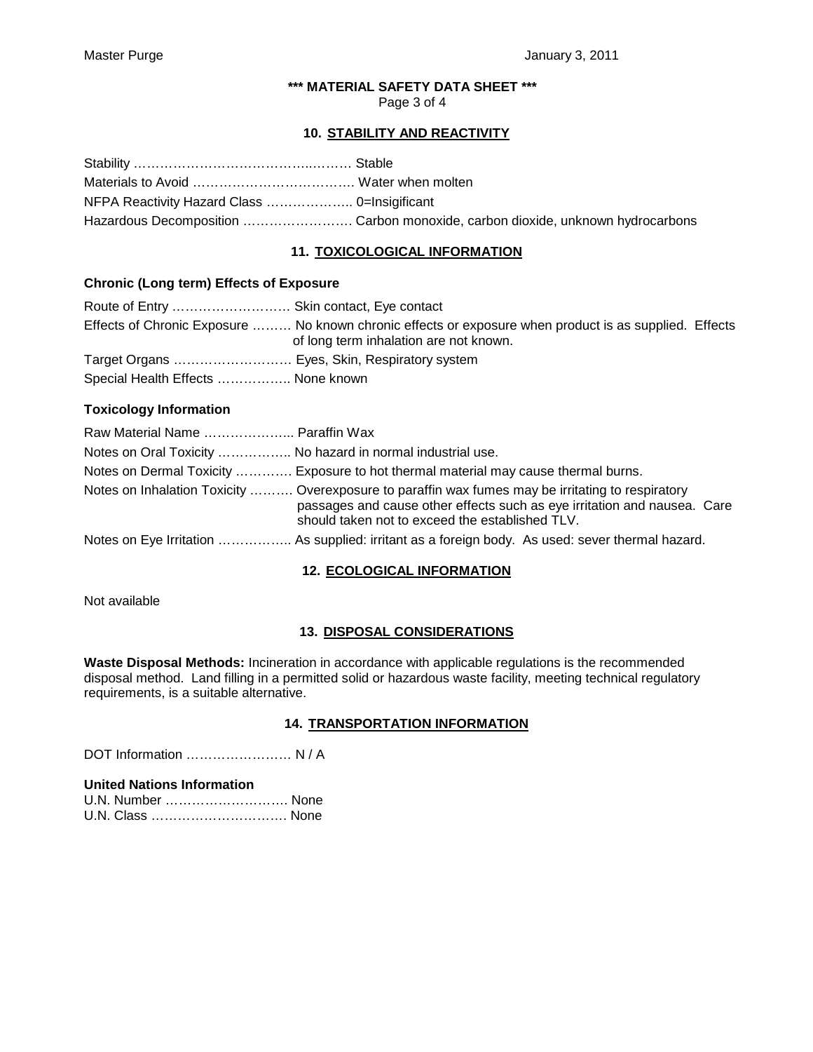### 10. STABILITY AND REACTIVITY

Stability …………………………………..……… Stable
Materials to Avoid ………………………………. Water when molten
NFPA Reactivity Hazard Class ……………….. 0=Insigificant
Hazardous Decomposition ……………………. Carbon monoxide, carbon dioxide, unknown hydrocarbons

### 11. TOXICOLOGICAL INFORMATION

**Chronic (Long term) Effects of Exposure**

Route of Entry ………………………. Skin contact, Eye contact
Effects of Chronic Exposure ……… No known chronic effects or exposure when product is as supplied. Effects of long term inhalation are not known.
Target Organs ………………………. Eyes, Skin, Respiratory system
Special Health Effects …………….. None known

**Toxicology Information**

Raw Material Name ………………... Paraffin Wax
Notes on Oral Toxicity …………….. No hazard in normal industrial use.
Notes on Dermal Toxicity …………. Exposure to hot thermal material may cause thermal burns.
Notes on Inhalation Toxicity ……… Overexposure to paraffin wax fumes may be irritating to respiratory passages and cause other effects such as eye irritation and nausea. Care should taken not to exceed the established TLV.
Notes on Eye Irritation …………….. As supplied: irritant as a foreign body. As used: sever thermal hazard.

### 12. ECOLOGICAL INFORMATION

Not available

### 13. DISPOSAL CONSIDERATIONS

**Waste Disposal Methods:** Incineration in accordance with applicable regulations is the recommended disposal method. Land filling in a permitted solid or hazardous waste facility, meeting technical regulatory requirements, is a suitable alternative.

### 14. TRANSPORTATION INFORMATION

DOT Information …………………… N / A

**United Nations Information**

U.N. Number ………………………. None
U.N. Class …………………………. None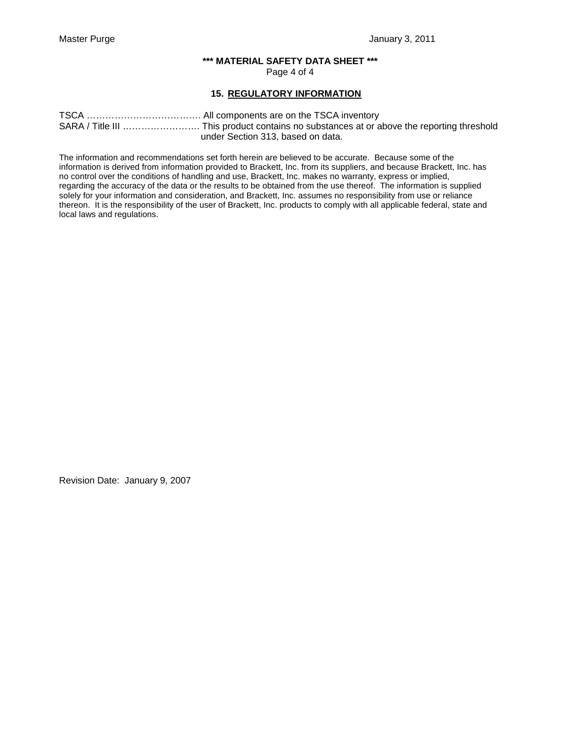## 15. REGULATORY INFORMATION

TSCA ………………………………. All components are on the TSCA inventory
SARA / Title III ……………………. This product contains no substances at or above the reporting threshold under Section 313, based on data.

The information and recommendations set forth herein are believed to be accurate. Because some of the information is derived from information provided to Brackett, Inc. from its suppliers, and because Brackett, Inc. has no control over the conditions of handling and use, Brackett, Inc. makes no warranty, express or implied, regarding the accuracy of the data or the results to be obtained from the use thereof. The information is supplied solely for your information and consideration, and Brackett, Inc. assumes no responsibility from use or reliance thereon. It is the responsibility of the user of Brackett, Inc. products to comply with all applicable federal, state and local laws and regulations.

Revision Date: January 9, 2007